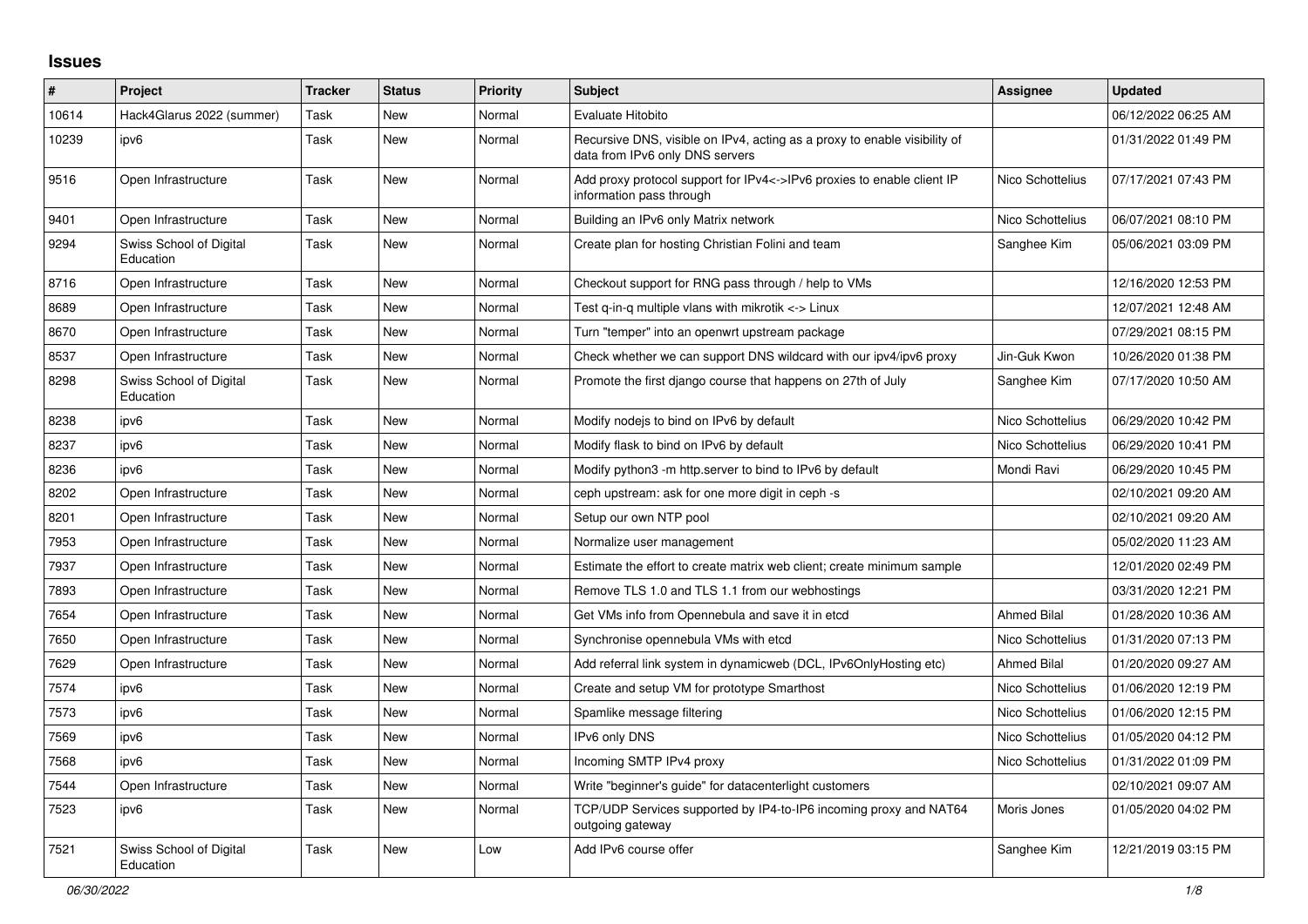## Issues

| # | Project | Tracker | Status | Priority | Subject | Assignee | Updated |
|---|---|---|---|---|---|---|---|
| 10614 | Hack4Glarus 2022 (summer) | Task | New | Normal | Evaluate Hitobito | | 06/12/2022 06:25 AM |
| 10239 | ipv6 | Task | New | Normal | Recursive DNS, visible on IPv4, acting as a proxy to enable visibility of data from IPv6 only DNS servers | | 01/31/2022 01:49 PM |
| 9516 | Open Infrastructure | Task | New | Normal | Add proxy protocol support for IPv4<->IPv6 proxies to enable client IP information pass through | Nico Schottelius | 07/17/2021 07:43 PM |
| 9401 | Open Infrastructure | Task | New | Normal | Building an IPv6 only Matrix network | Nico Schottelius | 06/07/2021 08:10 PM |
| 9294 | Swiss School of Digital Education | Task | New | Normal | Create plan for hosting Christian Folini and team | Sanghee Kim | 05/06/2021 03:09 PM |
| 8716 | Open Infrastructure | Task | New | Normal | Checkout support for RNG pass through / help to VMs | | 12/16/2020 12:53 PM |
| 8689 | Open Infrastructure | Task | New | Normal | Test q-in-q multiple vlans with mikrotik <-> Linux | | 12/07/2021 12:48 AM |
| 8670 | Open Infrastructure | Task | New | Normal | Turn "temper" into an openwrt upstream package | | 07/29/2021 08:15 PM |
| 8537 | Open Infrastructure | Task | New | Normal | Check whether we can support DNS wildcard with our ipv4/ipv6 proxy | Jin-Guk Kwon | 10/26/2020 01:38 PM |
| 8298 | Swiss School of Digital Education | Task | New | Normal | Promote the first django course that happens on 27th of July | Sanghee Kim | 07/17/2020 10:50 AM |
| 8238 | ipv6 | Task | New | Normal | Modify nodejs to bind on IPv6 by default | Nico Schottelius | 06/29/2020 10:42 PM |
| 8237 | ipv6 | Task | New | Normal | Modify flask to bind on IPv6 by default | Nico Schottelius | 06/29/2020 10:41 PM |
| 8236 | ipv6 | Task | New | Normal | Modify python3 -m http.server to bind to IPv6 by default | Mondi Ravi | 06/29/2020 10:45 PM |
| 8202 | Open Infrastructure | Task | New | Normal | ceph upstream: ask for one more digit in ceph -s | | 02/10/2021 09:20 AM |
| 8201 | Open Infrastructure | Task | New | Normal | Setup our own NTP pool | | 02/10/2021 09:20 AM |
| 7953 | Open Infrastructure | Task | New | Normal | Normalize user management | | 05/02/2020 11:23 AM |
| 7937 | Open Infrastructure | Task | New | Normal | Estimate the effort to create matrix web client; create minimum sample | | 12/01/2020 02:49 PM |
| 7893 | Open Infrastructure | Task | New | Normal | Remove TLS 1.0 and TLS 1.1 from our webhostings | | 03/31/2020 12:21 PM |
| 7654 | Open Infrastructure | Task | New | Normal | Get VMs info from Opennebula and save it in etcd | Ahmed Bilal | 01/28/2020 10:36 AM |
| 7650 | Open Infrastructure | Task | New | Normal | Synchronise opennebula VMs with etcd | Nico Schottelius | 01/31/2020 07:13 PM |
| 7629 | Open Infrastructure | Task | New | Normal | Add referral link system in dynamicweb (DCL, IPv6OnlyHosting etc) | Ahmed Bilal | 01/20/2020 09:27 AM |
| 7574 | ipv6 | Task | New | Normal | Create and setup VM for prototype Smarthost | Nico Schottelius | 01/06/2020 12:19 PM |
| 7573 | ipv6 | Task | New | Normal | Spamlike message filtering | Nico Schottelius | 01/06/2020 12:15 PM |
| 7569 | ipv6 | Task | New | Normal | IPv6 only DNS | Nico Schottelius | 01/05/2020 04:12 PM |
| 7568 | ipv6 | Task | New | Normal | Incoming SMTP IPv4 proxy | Nico Schottelius | 01/31/2022 01:09 PM |
| 7544 | Open Infrastructure | Task | New | Normal | Write "beginner's guide" for datacenterlight customers | | 02/10/2021 09:07 AM |
| 7523 | ipv6 | Task | New | Normal | TCP/UDP Services supported by IP4-to-IP6 incoming proxy and NAT64 outgoing gateway | Moris Jones | 01/05/2020 04:02 PM |
| 7521 | Swiss School of Digital Education | Task | New | Low | Add IPv6 course offer | Sanghee Kim | 12/21/2019 03:15 PM |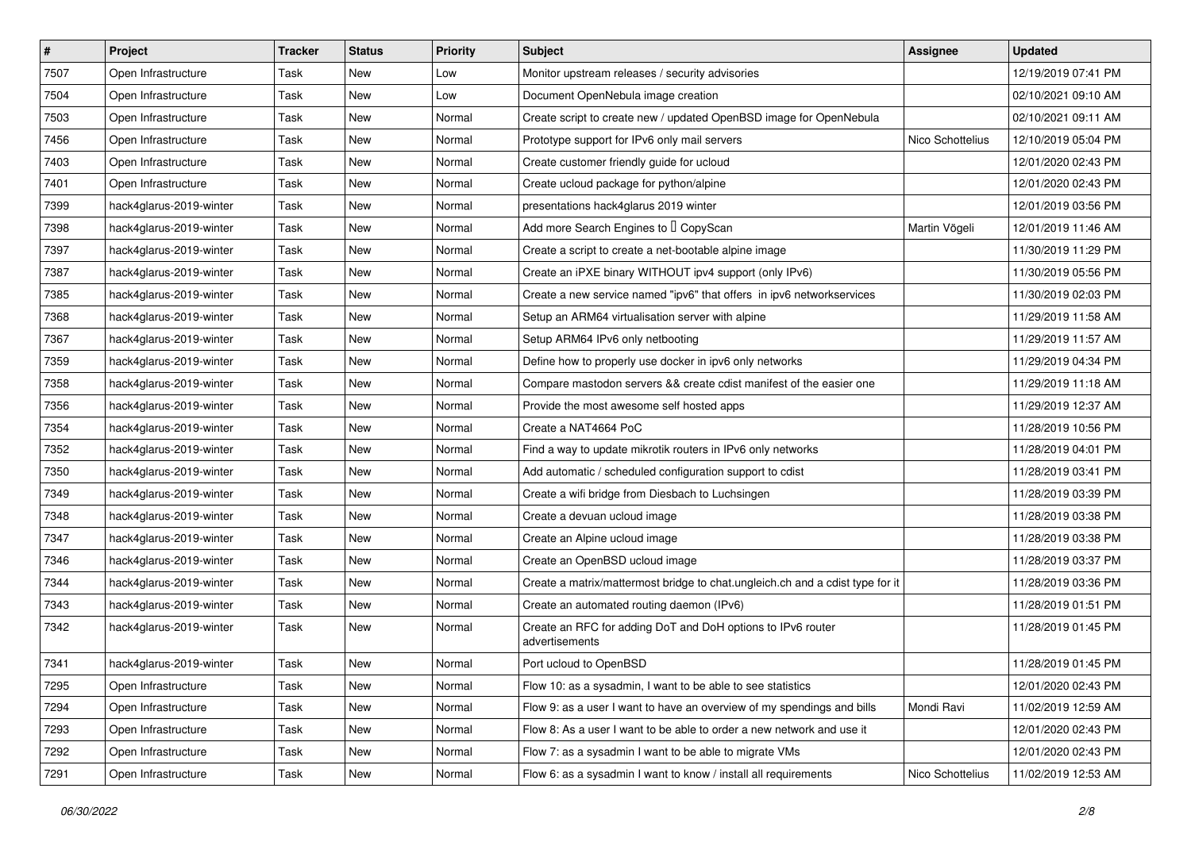| # | Project | Tracker | Status | Priority | Subject | Assignee | Updated |
|---|---|---|---|---|---|---|---|
| 7507 | Open Infrastructure | Task | New | Low | Monitor upstream releases / security advisories | | 12/19/2019 07:41 PM |
| 7504 | Open Infrastructure | Task | New | Low | Document OpenNebula image creation | | 02/10/2021 09:10 AM |
| 7503 | Open Infrastructure | Task | New | Normal | Create script to create new / updated OpenBSD image for OpenNebula | | 02/10/2021 09:11 AM |
| 7456 | Open Infrastructure | Task | New | Normal | Prototype support for IPv6 only mail servers | Nico Schottelius | 12/10/2019 05:04 PM |
| 7403 | Open Infrastructure | Task | New | Normal | Create customer friendly guide for ucloud | | 12/01/2020 02:43 PM |
| 7401 | Open Infrastructure | Task | New | Normal | Create ucloud package for python/alpine | | 12/01/2020 02:43 PM |
| 7399 | hack4glarus-2019-winter | Task | New | Normal | presentations hack4glarus 2019 winter | | 12/01/2019 03:56 PM |
| 7398 | hack4glarus-2019-winter | Task | New | Normal | Add more Search Engines to  CopyScan | Martin Vögeli | 12/01/2019 11:46 AM |
| 7397 | hack4glarus-2019-winter | Task | New | Normal | Create a script to create a net-bootable alpine image | | 11/30/2019 11:29 PM |
| 7387 | hack4glarus-2019-winter | Task | New | Normal | Create an iPXE binary WITHOUT ipv4 support (only IPv6) | | 11/30/2019 05:56 PM |
| 7385 | hack4glarus-2019-winter | Task | New | Normal | Create a new service named "ipv6" that offers in ipv6 networkservices | | 11/30/2019 02:03 PM |
| 7368 | hack4glarus-2019-winter | Task | New | Normal | Setup an ARM64 virtualisation server with alpine | | 11/29/2019 11:58 AM |
| 7367 | hack4glarus-2019-winter | Task | New | Normal | Setup ARM64 IPv6 only netbooting | | 11/29/2019 11:57 AM |
| 7359 | hack4glarus-2019-winter | Task | New | Normal | Define how to properly use docker in ipv6 only networks | | 11/29/2019 04:34 PM |
| 7358 | hack4glarus-2019-winter | Task | New | Normal | Compare mastodon servers && create cdist manifest of the easier one | | 11/29/2019 11:18 AM |
| 7356 | hack4glarus-2019-winter | Task | New | Normal | Provide the most awesome self hosted apps | | 11/29/2019 12:37 AM |
| 7354 | hack4glarus-2019-winter | Task | New | Normal | Create a NAT4664 PoC | | 11/28/2019 10:56 PM |
| 7352 | hack4glarus-2019-winter | Task | New | Normal | Find a way to update mikrotik routers in IPv6 only networks | | 11/28/2019 04:01 PM |
| 7350 | hack4glarus-2019-winter | Task | New | Normal | Add automatic / scheduled configuration support to cdist | | 11/28/2019 03:41 PM |
| 7349 | hack4glarus-2019-winter | Task | New | Normal | Create a wifi bridge from Diesbach to Luchsingen | | 11/28/2019 03:39 PM |
| 7348 | hack4glarus-2019-winter | Task | New | Normal | Create a devuan ucloud image | | 11/28/2019 03:38 PM |
| 7347 | hack4glarus-2019-winter | Task | New | Normal | Create an Alpine ucloud image | | 11/28/2019 03:38 PM |
| 7346 | hack4glarus-2019-winter | Task | New | Normal | Create an OpenBSD ucloud image | | 11/28/2019 03:37 PM |
| 7344 | hack4glarus-2019-winter | Task | New | Normal | Create a matrix/mattermost bridge to chat.ungleich.ch and a cdist type for it | | 11/28/2019 03:36 PM |
| 7343 | hack4glarus-2019-winter | Task | New | Normal | Create an automated routing daemon (IPv6) | | 11/28/2019 01:51 PM |
| 7342 | hack4glarus-2019-winter | Task | New | Normal | Create an RFC for adding DoT and DoH options to IPv6 router advertisements | | 11/28/2019 01:45 PM |
| 7341 | hack4glarus-2019-winter | Task | New | Normal | Port ucloud to OpenBSD | | 11/28/2019 01:45 PM |
| 7295 | Open Infrastructure | Task | New | Normal | Flow 10: as a sysadmin, I want to be able to see statistics | | 12/01/2020 02:43 PM |
| 7294 | Open Infrastructure | Task | New | Normal | Flow 9: as a user I want to have an overview of my spendings and bills | Mondi Ravi | 11/02/2019 12:59 AM |
| 7293 | Open Infrastructure | Task | New | Normal | Flow 8: As a user I want to be able to order a new network and use it | | 12/01/2020 02:43 PM |
| 7292 | Open Infrastructure | Task | New | Normal | Flow 7: as a sysadmin I want to be able to migrate VMs | | 12/01/2020 02:43 PM |
| 7291 | Open Infrastructure | Task | New | Normal | Flow 6: as a sysadmin I want to know / install all requirements | Nico Schottelius | 11/02/2019 12:53 AM |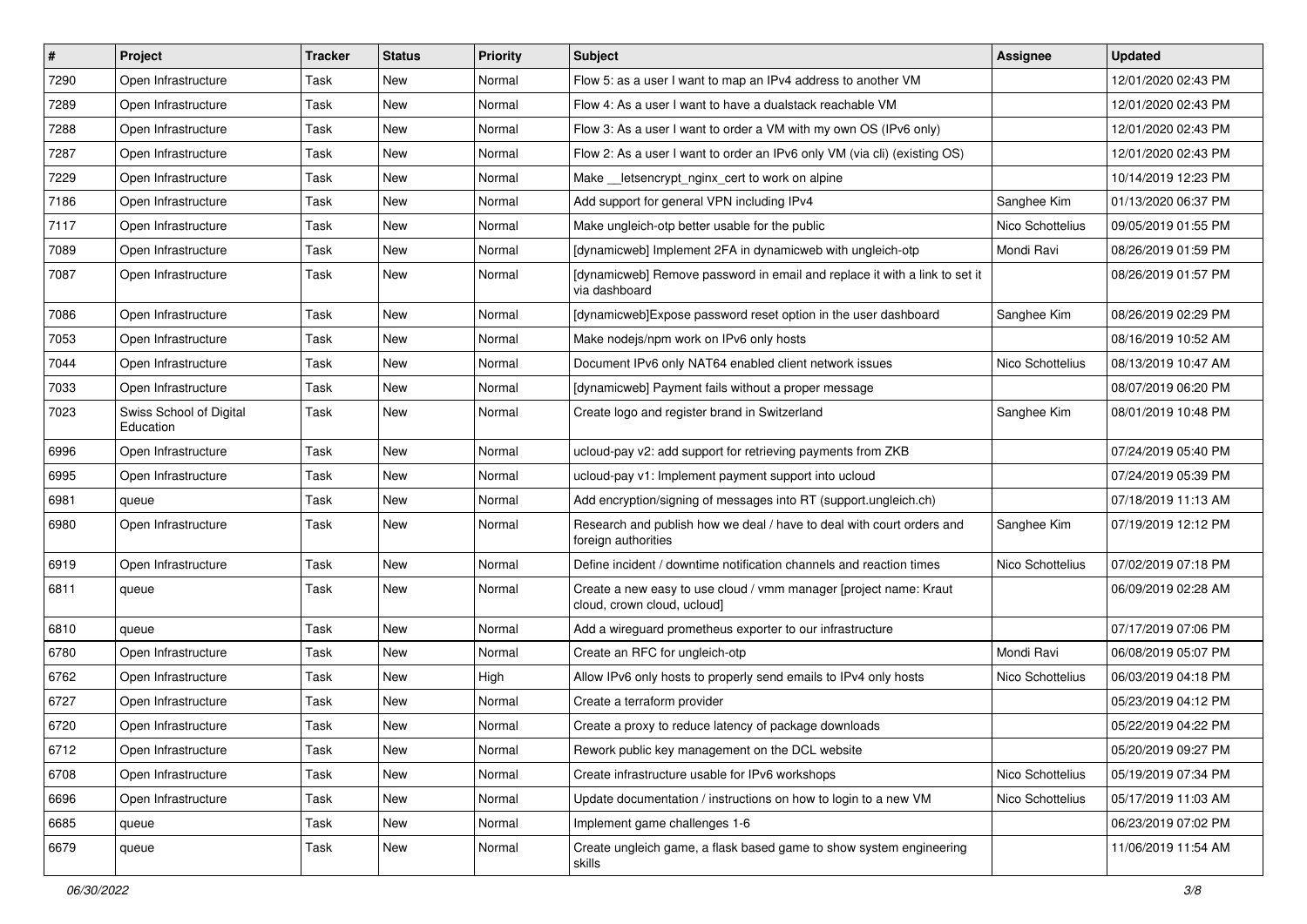| # | Project | Tracker | Status | Priority | Subject | Assignee | Updated |
|---|---|---|---|---|---|---|---|
| 7290 | Open Infrastructure | Task | New | Normal | Flow 5: as a user I want to map an IPv4 address to another VM | | 12/01/2020 02:43 PM |
| 7289 | Open Infrastructure | Task | New | Normal | Flow 4: As a user I want to have a dualstack reachable VM | | 12/01/2020 02:43 PM |
| 7288 | Open Infrastructure | Task | New | Normal | Flow 3: As a user I want to order a VM with my own OS (IPv6 only) | | 12/01/2020 02:43 PM |
| 7287 | Open Infrastructure | Task | New | Normal | Flow 2: As a user I want to order an IPv6 only VM (via cli) (existing OS) | | 12/01/2020 02:43 PM |
| 7229 | Open Infrastructure | Task | New | Normal | Make __letsencrypt_nginx_cert to work on alpine | | 10/14/2019 12:23 PM |
| 7186 | Open Infrastructure | Task | New | Normal | Add support for general VPN including IPv4 | Sanghee Kim | 01/13/2020 06:37 PM |
| 7117 | Open Infrastructure | Task | New | Normal | Make ungleich-otp better usable for the public | Nico Schottelius | 09/05/2019 01:55 PM |
| 7089 | Open Infrastructure | Task | New | Normal | [dynamicweb] Implement 2FA in dynamicweb with ungleich-otp | Mondi Ravi | 08/26/2019 01:59 PM |
| 7087 | Open Infrastructure | Task | New | Normal | [dynamicweb] Remove password in email and replace it with a link to set it via dashboard | | 08/26/2019 01:57 PM |
| 7086 | Open Infrastructure | Task | New | Normal | [dynamicweb]Expose password reset option in the user dashboard | Sanghee Kim | 08/26/2019 02:29 PM |
| 7053 | Open Infrastructure | Task | New | Normal | Make nodejs/npm work on IPv6 only hosts | | 08/16/2019 10:52 AM |
| 7044 | Open Infrastructure | Task | New | Normal | Document IPv6 only NAT64 enabled client network issues | Nico Schottelius | 08/13/2019 10:47 AM |
| 7033 | Open Infrastructure | Task | New | Normal | [dynamicweb] Payment fails without a proper message | | 08/07/2019 06:20 PM |
| 7023 | Swiss School of Digital Education | Task | New | Normal | Create logo and register brand in Switzerland | Sanghee Kim | 08/01/2019 10:48 PM |
| 6996 | Open Infrastructure | Task | New | Normal | ucloud-pay v2: add support for retrieving payments from ZKB | | 07/24/2019 05:40 PM |
| 6995 | Open Infrastructure | Task | New | Normal | ucloud-pay v1: Implement payment support into ucloud | | 07/24/2019 05:39 PM |
| 6981 | queue | Task | New | Normal | Add encryption/signing of messages into RT (support.ungleich.ch) | | 07/18/2019 11:13 AM |
| 6980 | Open Infrastructure | Task | New | Normal | Research and publish how we deal / have to deal with court orders and foreign authorities | Sanghee Kim | 07/19/2019 12:12 PM |
| 6919 | Open Infrastructure | Task | New | Normal | Define incident / downtime notification channels and reaction times | Nico Schottelius | 07/02/2019 07:18 PM |
| 6811 | queue | Task | New | Normal | Create a new easy to use cloud / vmm manager [project name: Kraut cloud, crown cloud, ucloud] | | 06/09/2019 02:28 AM |
| 6810 | queue | Task | New | Normal | Add a wireguard prometheus exporter to our infrastructure | | 07/17/2019 07:06 PM |
| 6780 | Open Infrastructure | Task | New | Normal | Create an RFC for ungleich-otp | Mondi Ravi | 06/08/2019 05:07 PM |
| 6762 | Open Infrastructure | Task | New | High | Allow IPv6 only hosts to properly send emails to IPv4 only hosts | Nico Schottelius | 06/03/2019 04:18 PM |
| 6727 | Open Infrastructure | Task | New | Normal | Create a terraform provider | | 05/23/2019 04:12 PM |
| 6720 | Open Infrastructure | Task | New | Normal | Create a proxy to reduce latency of package downloads | | 05/22/2019 04:22 PM |
| 6712 | Open Infrastructure | Task | New | Normal | Rework public key management on the DCL website | | 05/20/2019 09:27 PM |
| 6708 | Open Infrastructure | Task | New | Normal | Create infrastructure usable for IPv6 workshops | Nico Schottelius | 05/19/2019 07:34 PM |
| 6696 | Open Infrastructure | Task | New | Normal | Update documentation / instructions on how to login to a new VM | Nico Schottelius | 05/17/2019 11:03 AM |
| 6685 | queue | Task | New | Normal | Implement game challenges 1-6 | | 06/23/2019 07:02 PM |
| 6679 | queue | Task | New | Normal | Create ungleich game, a flask based game to show system engineering skills | | 11/06/2019 11:54 AM |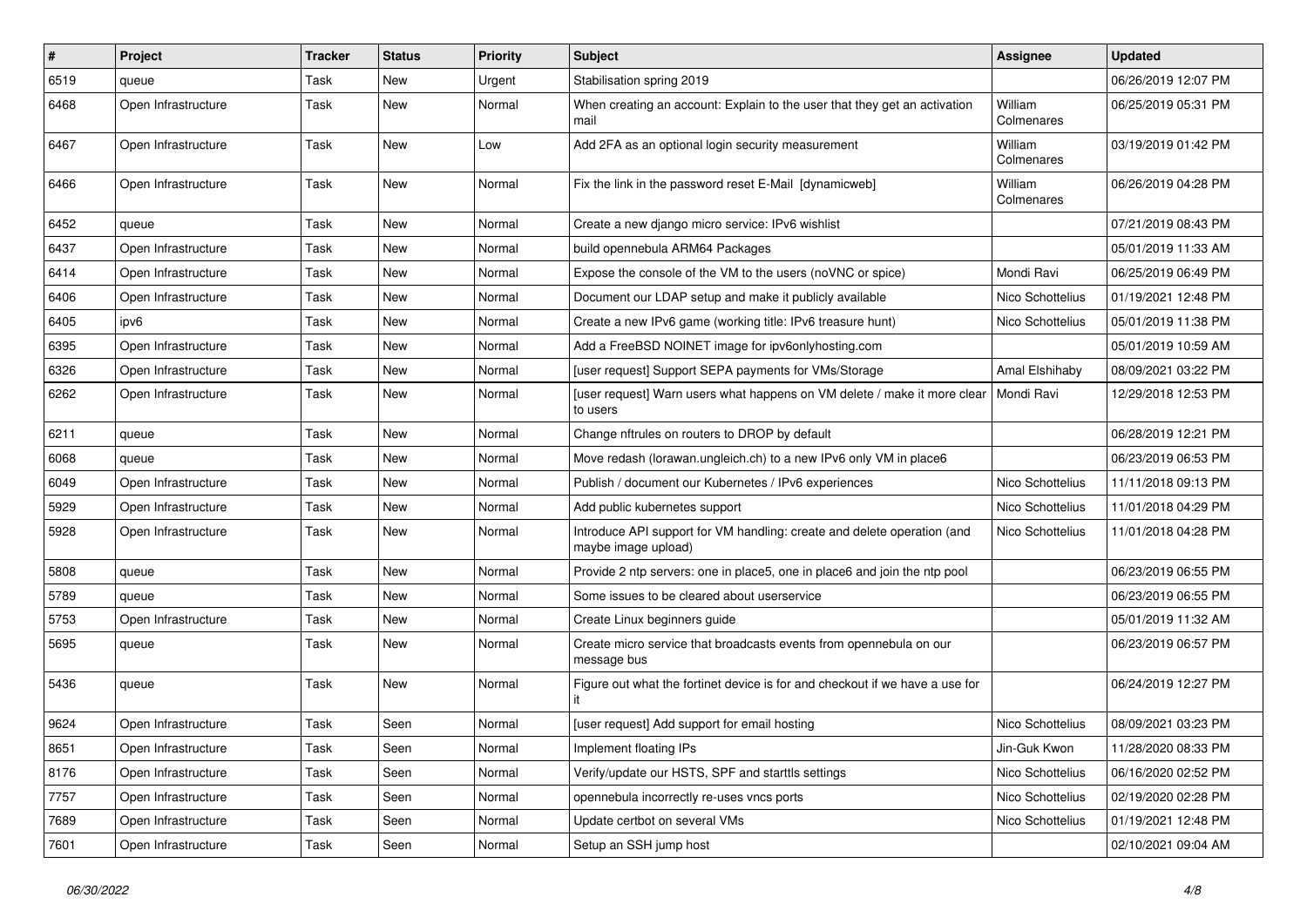| # | Project | Tracker | Status | Priority | Subject | Assignee | Updated |
|---|---|---|---|---|---|---|---|
| 6519 | queue | Task | New | Urgent | Stabilisation spring 2019 | | 06/26/2019 12:07 PM |
| 6468 | Open Infrastructure | Task | New | Normal | When creating an account: Explain to the user that they get an activation mail | William Colmenares | 06/25/2019 05:31 PM |
| 6467 | Open Infrastructure | Task | New | Low | Add 2FA as an optional login security measurement | William Colmenares | 03/19/2019 01:42 PM |
| 6466 | Open Infrastructure | Task | New | Normal | Fix the link in the password reset E-Mail [dynamicweb] | William Colmenares | 06/26/2019 04:28 PM |
| 6452 | queue | Task | New | Normal | Create a new django micro service: IPv6 wishlist | | 07/21/2019 08:43 PM |
| 6437 | Open Infrastructure | Task | New | Normal | build opennebula ARM64 Packages | | 05/01/2019 11:33 AM |
| 6414 | Open Infrastructure | Task | New | Normal | Expose the console of the VM to the users (noVNC or spice) | Mondi Ravi | 06/25/2019 06:49 PM |
| 6406 | Open Infrastructure | Task | New | Normal | Document our LDAP setup and make it publicly available | Nico Schottelius | 01/19/2021 12:48 PM |
| 6405 | ipv6 | Task | New | Normal | Create a new IPv6 game (working title: IPv6 treasure hunt) | Nico Schottelius | 05/01/2019 11:38 PM |
| 6395 | Open Infrastructure | Task | New | Normal | Add a FreeBSD NOINET image for ipv6onlyhosting.com | | 05/01/2019 10:59 AM |
| 6326 | Open Infrastructure | Task | New | Normal | [user request] Support SEPA payments for VMs/Storage | Amal Elshihaby | 08/09/2021 03:22 PM |
| 6262 | Open Infrastructure | Task | New | Normal | [user request] Warn users what happens on VM delete / make it more clear to users | Mondi Ravi | 12/29/2018 12:53 PM |
| 6211 | queue | Task | New | Normal | Change nftrules on routers to DROP by default | | 06/28/2019 12:21 PM |
| 6068 | queue | Task | New | Normal | Move redash (lorawan.ungleich.ch) to a new IPv6 only VM in place6 | | 06/23/2019 06:53 PM |
| 6049 | Open Infrastructure | Task | New | Normal | Publish / document our Kubernetes / IPv6 experiences | Nico Schottelius | 11/11/2018 09:13 PM |
| 5929 | Open Infrastructure | Task | New | Normal | Add public kubernetes support | Nico Schottelius | 11/01/2018 04:29 PM |
| 5928 | Open Infrastructure | Task | New | Normal | Introduce API support for VM handling: create and delete operation (and maybe image upload) | Nico Schottelius | 11/01/2018 04:28 PM |
| 5808 | queue | Task | New | Normal | Provide 2 ntp servers: one in place5, one in place6 and join the ntp pool | | 06/23/2019 06:55 PM |
| 5789 | queue | Task | New | Normal | Some issues to be cleared about userservice | | 06/23/2019 06:55 PM |
| 5753 | Open Infrastructure | Task | New | Normal | Create Linux beginners guide | | 05/01/2019 11:32 AM |
| 5695 | queue | Task | New | Normal | Create micro service that broadcasts events from opennebula on our message bus | | 06/23/2019 06:57 PM |
| 5436 | queue | Task | New | Normal | Figure out what the fortinet device is for and checkout if we have a use for it | | 06/24/2019 12:27 PM |
| 9624 | Open Infrastructure | Task | Seen | Normal | [user request] Add support for email hosting | Nico Schottelius | 08/09/2021 03:23 PM |
| 8651 | Open Infrastructure | Task | Seen | Normal | Implement floating IPs | Jin-Guk Kwon | 11/28/2020 08:33 PM |
| 8176 | Open Infrastructure | Task | Seen | Normal | Verify/update our HSTS, SPF and starttls settings | Nico Schottelius | 06/16/2020 02:52 PM |
| 7757 | Open Infrastructure | Task | Seen | Normal | opennebula incorrectly re-uses vncs ports | Nico Schottelius | 02/19/2020 02:28 PM |
| 7689 | Open Infrastructure | Task | Seen | Normal | Update certbot on several VMs | Nico Schottelius | 01/19/2021 12:48 PM |
| 7601 | Open Infrastructure | Task | Seen | Normal | Setup an SSH jump host | | 02/10/2021 09:04 AM |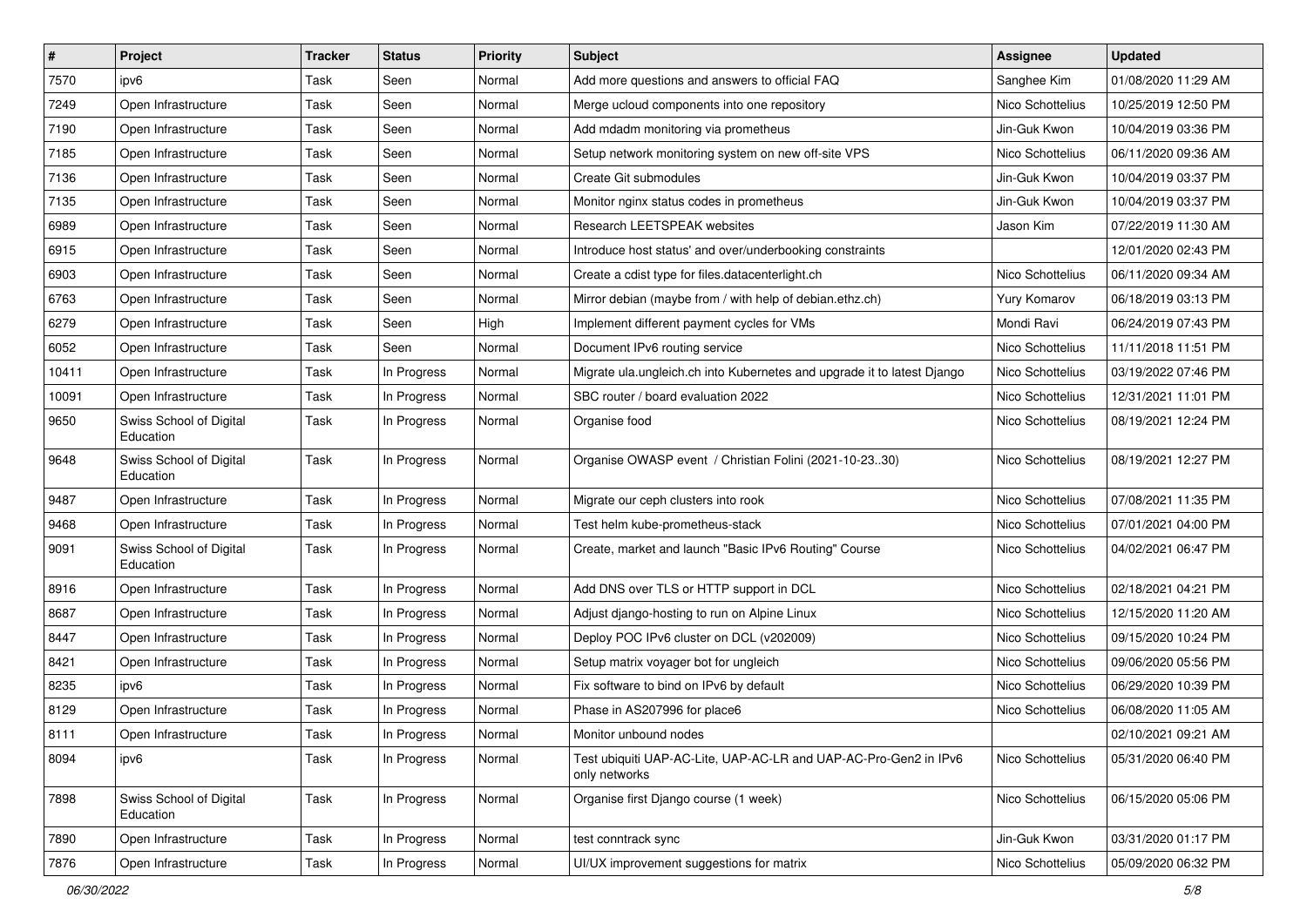| # | Project | Tracker | Status | Priority | Subject | Assignee | Updated |
|---|---|---|---|---|---|---|---|
| 7570 | ipv6 | Task | Seen | Normal | Add more questions and answers to official FAQ | Sanghee Kim | 01/08/2020 11:29 AM |
| 7249 | Open Infrastructure | Task | Seen | Normal | Merge ucloud components into one repository | Nico Schottelius | 10/25/2019 12:50 PM |
| 7190 | Open Infrastructure | Task | Seen | Normal | Add mdadm monitoring via prometheus | Jin-Guk Kwon | 10/04/2019 03:36 PM |
| 7185 | Open Infrastructure | Task | Seen | Normal | Setup network monitoring system on new off-site VPS | Nico Schottelius | 06/11/2020 09:36 AM |
| 7136 | Open Infrastructure | Task | Seen | Normal | Create Git submodules | Jin-Guk Kwon | 10/04/2019 03:37 PM |
| 7135 | Open Infrastructure | Task | Seen | Normal | Monitor nginx status codes in prometheus | Jin-Guk Kwon | 10/04/2019 03:37 PM |
| 6989 | Open Infrastructure | Task | Seen | Normal | Research LEETSPEAK websites | Jason Kim | 07/22/2019 11:30 AM |
| 6915 | Open Infrastructure | Task | Seen | Normal | Introduce host status' and over/underbooking constraints | | 12/01/2020 02:43 PM |
| 6903 | Open Infrastructure | Task | Seen | Normal | Create a cdist type for files.datacenterlight.ch | Nico Schottelius | 06/11/2020 09:34 AM |
| 6763 | Open Infrastructure | Task | Seen | Normal | Mirror debian (maybe from / with help of debian.ethz.ch) | Yury Komarov | 06/18/2019 03:13 PM |
| 6279 | Open Infrastructure | Task | Seen | High | Implement different payment cycles for VMs | Mondi Ravi | 06/24/2019 07:43 PM |
| 6052 | Open Infrastructure | Task | Seen | Normal | Document IPv6 routing service | Nico Schottelius | 11/11/2018 11:51 PM |
| 10411 | Open Infrastructure | Task | In Progress | Normal | Migrate ula.ungleich.ch into Kubernetes and upgrade it to latest Django | Nico Schottelius | 03/19/2022 07:46 PM |
| 10091 | Open Infrastructure | Task | In Progress | Normal | SBC router / board evaluation 2022 | Nico Schottelius | 12/31/2021 11:01 PM |
| 9650 | Swiss School of Digital Education | Task | In Progress | Normal | Organise food | Nico Schottelius | 08/19/2021 12:24 PM |
| 9648 | Swiss School of Digital Education | Task | In Progress | Normal | Organise OWASP event / Christian Folini (2021-10-23..30) | Nico Schottelius | 08/19/2021 12:27 PM |
| 9487 | Open Infrastructure | Task | In Progress | Normal | Migrate our ceph clusters into rook | Nico Schottelius | 07/08/2021 11:35 PM |
| 9468 | Open Infrastructure | Task | In Progress | Normal | Test helm kube-prometheus-stack | Nico Schottelius | 07/01/2021 04:00 PM |
| 9091 | Swiss School of Digital Education | Task | In Progress | Normal | Create, market and launch "Basic IPv6 Routing" Course | Nico Schottelius | 04/02/2021 06:47 PM |
| 8916 | Open Infrastructure | Task | In Progress | Normal | Add DNS over TLS or HTTP support in DCL | Nico Schottelius | 02/18/2021 04:21 PM |
| 8687 | Open Infrastructure | Task | In Progress | Normal | Adjust django-hosting to run on Alpine Linux | Nico Schottelius | 12/15/2020 11:20 AM |
| 8447 | Open Infrastructure | Task | In Progress | Normal | Deploy POC IPv6 cluster on DCL (v202009) | Nico Schottelius | 09/15/2020 10:24 PM |
| 8421 | Open Infrastructure | Task | In Progress | Normal | Setup matrix voyager bot for ungleich | Nico Schottelius | 09/06/2020 05:56 PM |
| 8235 | ipv6 | Task | In Progress | Normal | Fix software to bind on IPv6 by default | Nico Schottelius | 06/29/2020 10:39 PM |
| 8129 | Open Infrastructure | Task | In Progress | Normal | Phase in AS207996 for place6 | Nico Schottelius | 06/08/2020 11:05 AM |
| 8111 | Open Infrastructure | Task | In Progress | Normal | Monitor unbound nodes | | 02/10/2021 09:21 AM |
| 8094 | ipv6 | Task | In Progress | Normal | Test ubiquiti UAP-AC-Lite, UAP-AC-LR and UAP-AC-Pro-Gen2 in IPv6 only networks | Nico Schottelius | 05/31/2020 06:40 PM |
| 7898 | Swiss School of Digital Education | Task | In Progress | Normal | Organise first Django course (1 week) | Nico Schottelius | 06/15/2020 05:06 PM |
| 7890 | Open Infrastructure | Task | In Progress | Normal | test conntrack sync | Jin-Guk Kwon | 03/31/2020 01:17 PM |
| 7876 | Open Infrastructure | Task | In Progress | Normal | UI/UX improvement suggestions for matrix | Nico Schottelius | 05/09/2020 06:32 PM |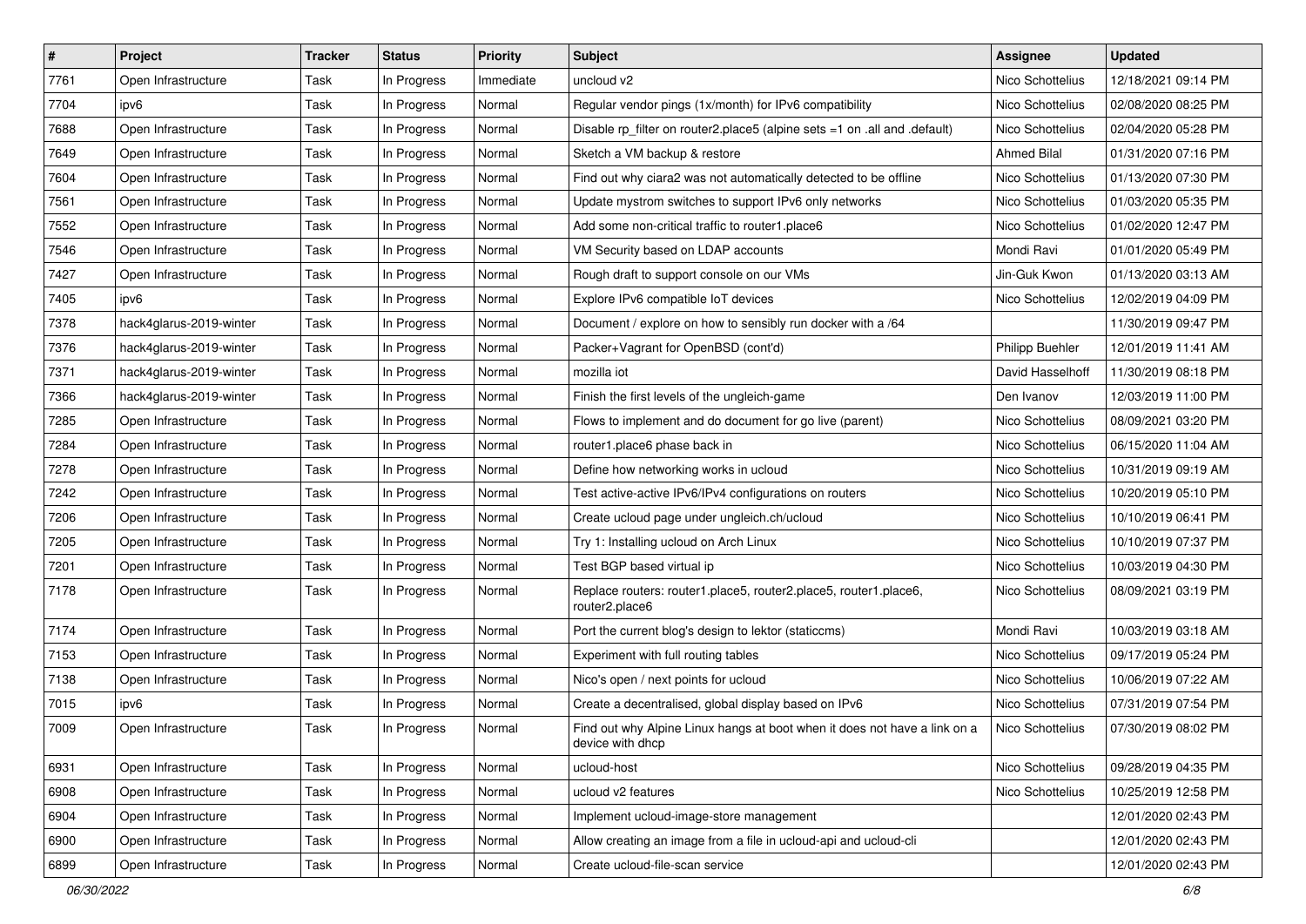| # | Project | Tracker | Status | Priority | Subject | Assignee | Updated |
|---|---|---|---|---|---|---|---|
| 7761 | Open Infrastructure | Task | In Progress | Immediate | uncloud v2 | Nico Schottelius | 12/18/2021 09:14 PM |
| 7704 | ipv6 | Task | In Progress | Normal | Regular vendor pings (1x/month) for IPv6 compatibility | Nico Schottelius | 02/08/2020 08:25 PM |
| 7688 | Open Infrastructure | Task | In Progress | Normal | Disable rp_filter on router2.place5 (alpine sets =1 on .all and .default) | Nico Schottelius | 02/04/2020 05:28 PM |
| 7649 | Open Infrastructure | Task | In Progress | Normal | Sketch a VM backup & restore | Ahmed Bilal | 01/31/2020 07:16 PM |
| 7604 | Open Infrastructure | Task | In Progress | Normal | Find out why ciara2 was not automatically detected to be offline | Nico Schottelius | 01/13/2020 07:30 PM |
| 7561 | Open Infrastructure | Task | In Progress | Normal | Update mystrom switches to support IPv6 only networks | Nico Schottelius | 01/03/2020 05:35 PM |
| 7552 | Open Infrastructure | Task | In Progress | Normal | Add some non-critical traffic to router1.place6 | Nico Schottelius | 01/02/2020 12:47 PM |
| 7546 | Open Infrastructure | Task | In Progress | Normal | VM Security based on LDAP accounts | Mondi Ravi | 01/01/2020 05:49 PM |
| 7427 | Open Infrastructure | Task | In Progress | Normal | Rough draft to support console on our VMs | Jin-Guk Kwon | 01/13/2020 03:13 AM |
| 7405 | ipv6 | Task | In Progress | Normal | Explore IPv6 compatible IoT devices | Nico Schottelius | 12/02/2019 04:09 PM |
| 7378 | hack4glarus-2019-winter | Task | In Progress | Normal | Document / explore on how to sensibly run docker with a /64 | | 11/30/2019 09:47 PM |
| 7376 | hack4glarus-2019-winter | Task | In Progress | Normal | Packer+Vagrant for OpenBSD (cont'd) | Philipp Buehler | 12/01/2019 11:41 AM |
| 7371 | hack4glarus-2019-winter | Task | In Progress | Normal | mozilla iot | David Hasselhoff | 11/30/2019 08:18 PM |
| 7366 | hack4glarus-2019-winter | Task | In Progress | Normal | Finish the first levels of the ungleich-game | Den Ivanov | 12/03/2019 11:00 PM |
| 7285 | Open Infrastructure | Task | In Progress | Normal | Flows to implement and do document for go live (parent) | Nico Schottelius | 08/09/2021 03:20 PM |
| 7284 | Open Infrastructure | Task | In Progress | Normal | router1.place6 phase back in | Nico Schottelius | 06/15/2020 11:04 AM |
| 7278 | Open Infrastructure | Task | In Progress | Normal | Define how networking works in ucloud | Nico Schottelius | 10/31/2019 09:19 AM |
| 7242 | Open Infrastructure | Task | In Progress | Normal | Test active-active IPv6/IPv4 configurations on routers | Nico Schottelius | 10/20/2019 05:10 PM |
| 7206 | Open Infrastructure | Task | In Progress | Normal | Create ucloud page under ungleich.ch/ucloud | Nico Schottelius | 10/10/2019 06:41 PM |
| 7205 | Open Infrastructure | Task | In Progress | Normal | Try 1: Installing ucloud on Arch Linux | Nico Schottelius | 10/10/2019 07:37 PM |
| 7201 | Open Infrastructure | Task | In Progress | Normal | Test BGP based virtual ip | Nico Schottelius | 10/03/2019 04:30 PM |
| 7178 | Open Infrastructure | Task | In Progress | Normal | Replace routers: router1.place5, router2.place5, router1.place6, router2.place6 | Nico Schottelius | 08/09/2021 03:19 PM |
| 7174 | Open Infrastructure | Task | In Progress | Normal | Port the current blog's design to lektor (staticcms) | Mondi Ravi | 10/03/2019 03:18 AM |
| 7153 | Open Infrastructure | Task | In Progress | Normal | Experiment with full routing tables | Nico Schottelius | 09/17/2019 05:24 PM |
| 7138 | Open Infrastructure | Task | In Progress | Normal | Nico's open / next points for ucloud | Nico Schottelius | 10/06/2019 07:22 AM |
| 7015 | ipv6 | Task | In Progress | Normal | Create a decentralised, global display based on IPv6 | Nico Schottelius | 07/31/2019 07:54 PM |
| 7009 | Open Infrastructure | Task | In Progress | Normal | Find out why Alpine Linux hangs at boot when it does not have a link on a device with dhcp | Nico Schottelius | 07/30/2019 08:02 PM |
| 6931 | Open Infrastructure | Task | In Progress | Normal | ucloud-host | Nico Schottelius | 09/28/2019 04:35 PM |
| 6908 | Open Infrastructure | Task | In Progress | Normal | ucloud v2 features | Nico Schottelius | 10/25/2019 12:58 PM |
| 6904 | Open Infrastructure | Task | In Progress | Normal | Implement ucloud-image-store management | | 12/01/2020 02:43 PM |
| 6900 | Open Infrastructure | Task | In Progress | Normal | Allow creating an image from a file in ucloud-api and ucloud-cli | | 12/01/2020 02:43 PM |
| 6899 | Open Infrastructure | Task | In Progress | Normal | Create ucloud-file-scan service | | 12/01/2020 02:43 PM |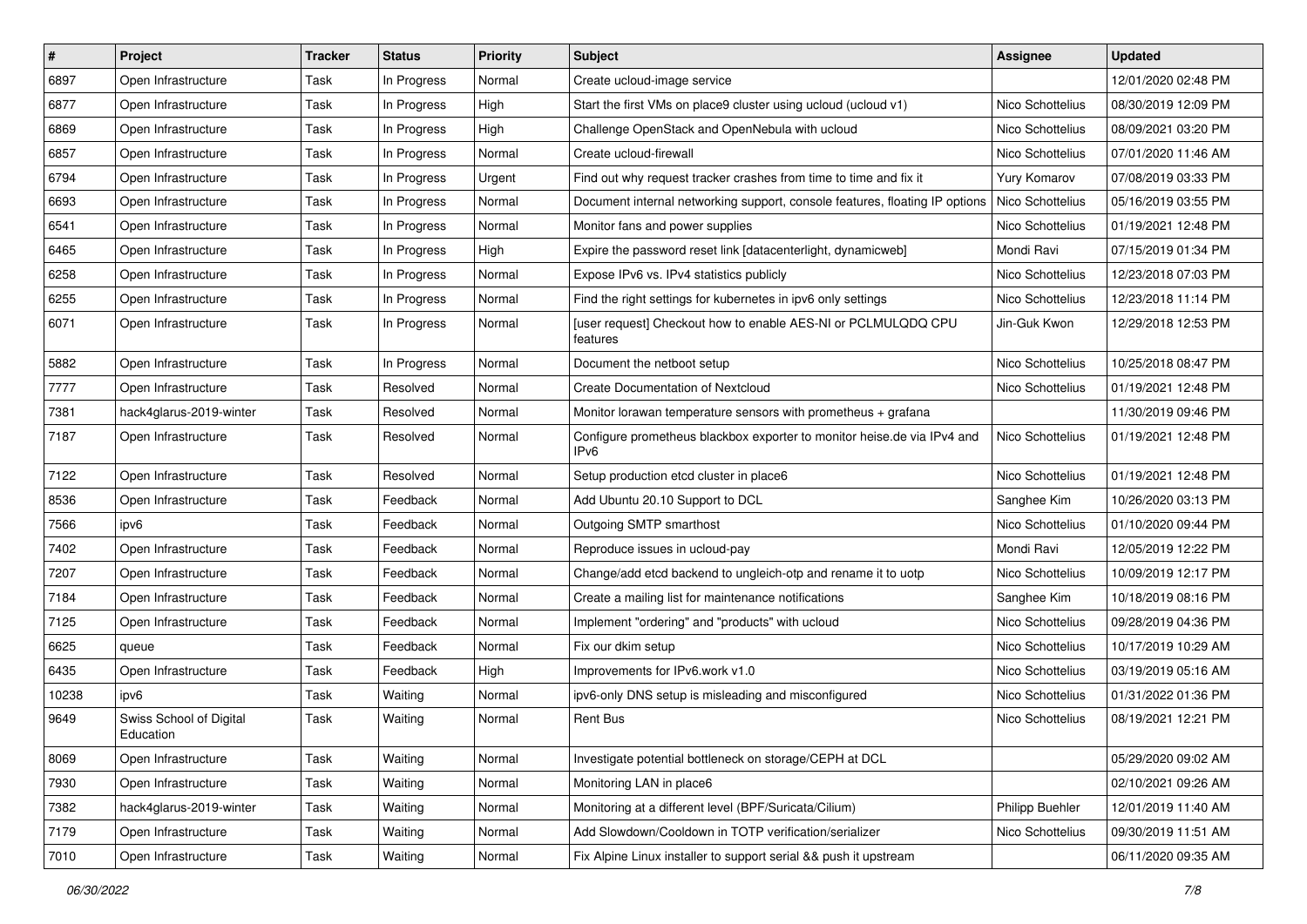| # | Project | Tracker | Status | Priority | Subject | Assignee | Updated |
| --- | --- | --- | --- | --- | --- | --- | --- |
| 6897 | Open Infrastructure | Task | In Progress | Normal | Create ucloud-image service | | 12/01/2020 02:48 PM |
| 6877 | Open Infrastructure | Task | In Progress | High | Start the first VMs on place9 cluster using ucloud (ucloud v1) | Nico Schottelius | 08/30/2019 12:09 PM |
| 6869 | Open Infrastructure | Task | In Progress | High | Challenge OpenStack and OpenNebula with ucloud | Nico Schottelius | 08/09/2021 03:20 PM |
| 6857 | Open Infrastructure | Task | In Progress | Normal | Create ucloud-firewall | Nico Schottelius | 07/01/2020 11:46 AM |
| 6794 | Open Infrastructure | Task | In Progress | Urgent | Find out why request tracker crashes from time to time and fix it | Yury Komarov | 07/08/2019 03:33 PM |
| 6693 | Open Infrastructure | Task | In Progress | Normal | Document internal networking support, console features, floating IP options | Nico Schottelius | 05/16/2019 03:55 PM |
| 6541 | Open Infrastructure | Task | In Progress | Normal | Monitor fans and power supplies | Nico Schottelius | 01/19/2021 12:48 PM |
| 6465 | Open Infrastructure | Task | In Progress | High | Expire the password reset link [datacenterlight, dynamicweb] | Mondi Ravi | 07/15/2019 01:34 PM |
| 6258 | Open Infrastructure | Task | In Progress | Normal | Expose IPv6 vs. IPv4 statistics publicly | Nico Schottelius | 12/23/2018 07:03 PM |
| 6255 | Open Infrastructure | Task | In Progress | Normal | Find the right settings for kubernetes in ipv6 only settings | Nico Schottelius | 12/23/2018 11:14 PM |
| 6071 | Open Infrastructure | Task | In Progress | Normal | [user request] Checkout how to enable AES-NI or PCLMULQDQ CPU features | Jin-Guk Kwon | 12/29/2018 12:53 PM |
| 5882 | Open Infrastructure | Task | In Progress | Normal | Document the netboot setup | Nico Schottelius | 10/25/2018 08:47 PM |
| 7777 | Open Infrastructure | Task | Resolved | Normal | Create Documentation of Nextcloud | Nico Schottelius | 01/19/2021 12:48 PM |
| 7381 | hack4glarus-2019-winter | Task | Resolved | Normal | Monitor lorawan temperature sensors with prometheus + grafana | | 11/30/2019 09:46 PM |
| 7187 | Open Infrastructure | Task | Resolved | Normal | Configure prometheus blackbox exporter to monitor heise.de via IPv4 and IPv6 | Nico Schottelius | 01/19/2021 12:48 PM |
| 7122 | Open Infrastructure | Task | Resolved | Normal | Setup production etcd cluster in place6 | Nico Schottelius | 01/19/2021 12:48 PM |
| 8536 | Open Infrastructure | Task | Feedback | Normal | Add Ubuntu 20.10 Support to DCL | Sanghee Kim | 10/26/2020 03:13 PM |
| 7566 | ipv6 | Task | Feedback | Normal | Outgoing SMTP smarthost | Nico Schottelius | 01/10/2020 09:44 PM |
| 7402 | Open Infrastructure | Task | Feedback | Normal | Reproduce issues in ucloud-pay | Mondi Ravi | 12/05/2019 12:22 PM |
| 7207 | Open Infrastructure | Task | Feedback | Normal | Change/add etcd backend to ungleich-otp and rename it to uotp | Nico Schottelius | 10/09/2019 12:17 PM |
| 7184 | Open Infrastructure | Task | Feedback | Normal | Create a mailing list for maintenance notifications | Sanghee Kim | 10/18/2019 08:16 PM |
| 7125 | Open Infrastructure | Task | Feedback | Normal | Implement "ordering" and "products" with ucloud | Nico Schottelius | 09/28/2019 04:36 PM |
| 6625 | queue | Task | Feedback | Normal | Fix our dkim setup | Nico Schottelius | 10/17/2019 10:29 AM |
| 6435 | Open Infrastructure | Task | Feedback | High | Improvements for IPv6.work v1.0 | Nico Schottelius | 03/19/2019 05:16 AM |
| 10238 | ipv6 | Task | Waiting | Normal | ipv6-only DNS setup is misleading and misconfigured | Nico Schottelius | 01/31/2022 01:36 PM |
| 9649 | Swiss School of Digital Education | Task | Waiting | Normal | Rent Bus | Nico Schottelius | 08/19/2021 12:21 PM |
| 8069 | Open Infrastructure | Task | Waiting | Normal | Investigate potential bottleneck on storage/CEPH at DCL | | 05/29/2020 09:02 AM |
| 7930 | Open Infrastructure | Task | Waiting | Normal | Monitoring LAN in place6 | | 02/10/2021 09:26 AM |
| 7382 | hack4glarus-2019-winter | Task | Waiting | Normal | Monitoring at a different level (BPF/Suricata/Cilium) | Philipp Buehler | 12/01/2019 11:40 AM |
| 7179 | Open Infrastructure | Task | Waiting | Normal | Add Slowdown/Cooldown in TOTP verification/serializer | Nico Schottelius | 09/30/2019 11:51 AM |
| 7010 | Open Infrastructure | Task | Waiting | Normal | Fix Alpine Linux installer to support serial && push it upstream | | 06/11/2020 09:35 AM |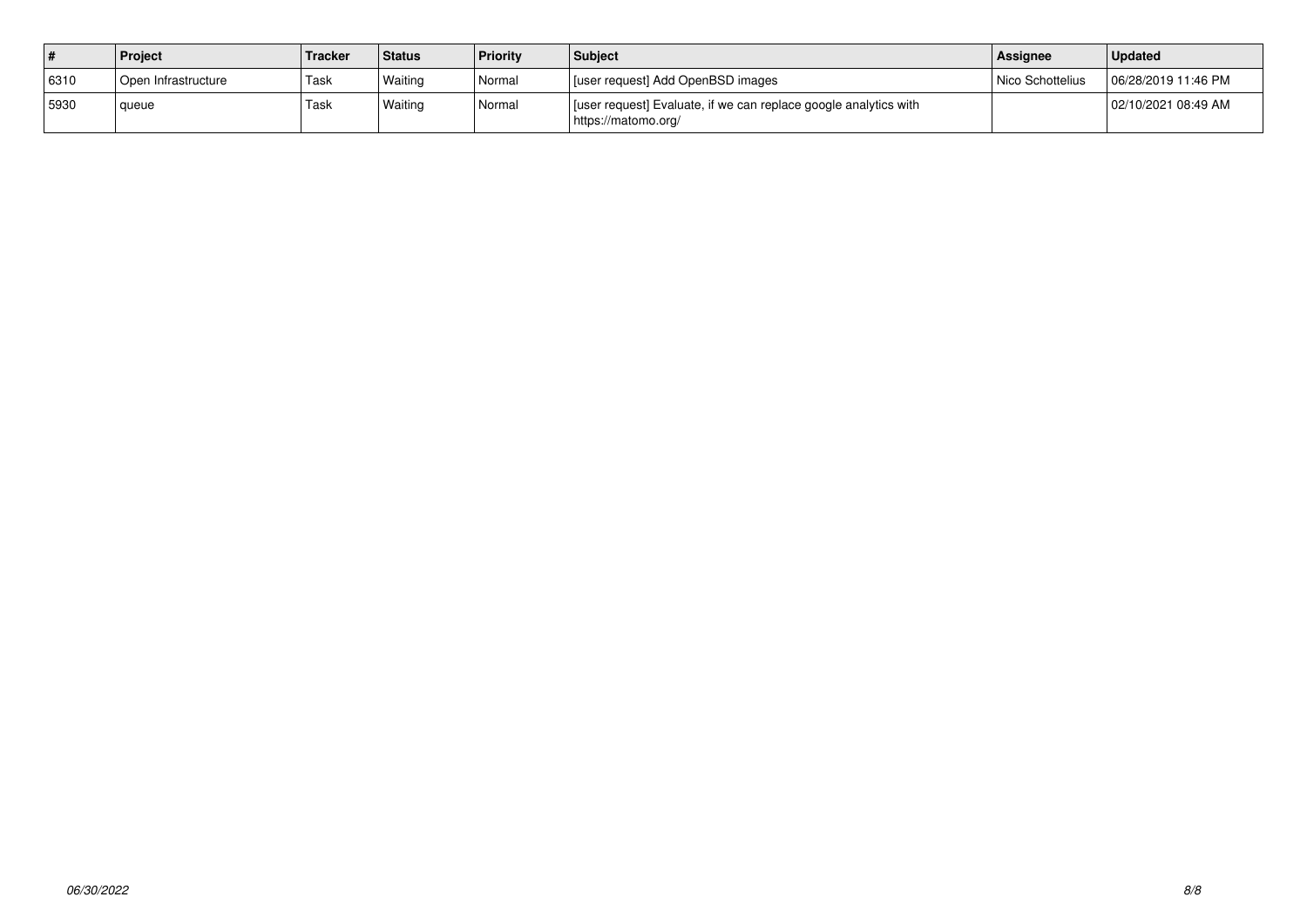| # | Project | Tracker | Status | Priority | Subject | Assignee | Updated |
| --- | --- | --- | --- | --- | --- | --- | --- |
| 6310 | Open Infrastructure | Task | Waiting | Normal | [user request] Add OpenBSD images | Nico Schottelius | 06/28/2019 11:46 PM |
| 5930 | queue | Task | Waiting | Normal | [user request] Evaluate, if we can replace google analytics with https://matomo.org/ | | 02/10/2021 08:49 AM |